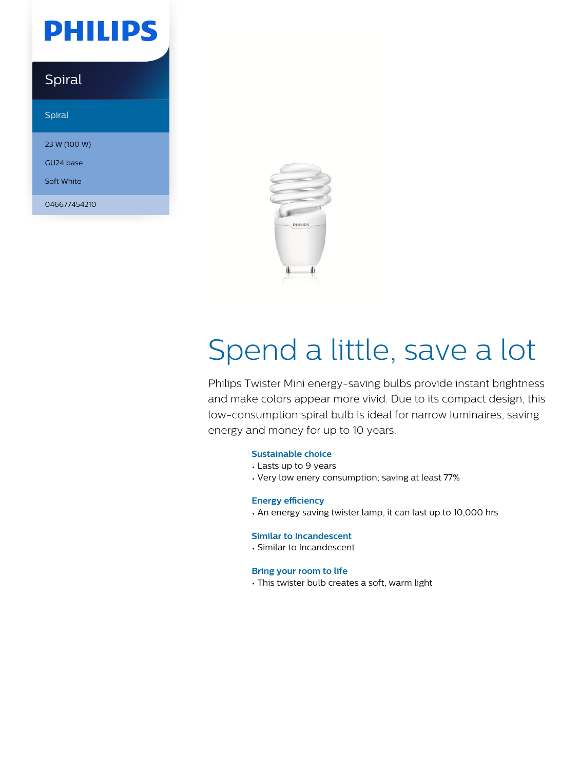PHILIPS

# Spiral

Spiral

23 W (100 W)

GU24 base

Soft White

046677454210

# Spend a little, save a lot

Philips Twister Mini energy-saving bulbs provide instant brightness and make colors appear more vivid. Due to its compact design, this low-consumption spiral bulb is ideal for narrow luminaires, saving energy and money for up to 10 years.

### Sustainable choice

- Lasts up to 9 years
- Very low enery consumption; saving at least 77%

### Energy efficiency

- An energy saving twister lamp, it can last up to 10,000 hrs

### Similar to Incandescent

- Similar to Incandescent

### Bring your room to life

- This twister bulb creates a soft, warm light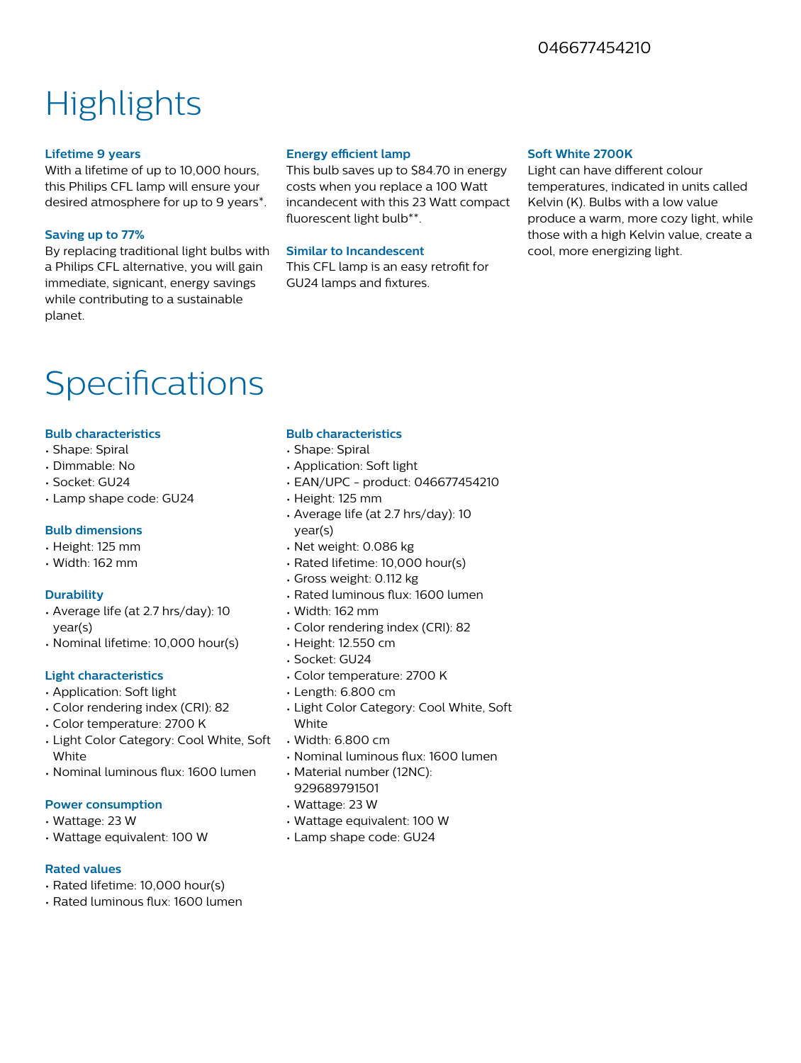046677454210

# Highlights

### Lifetime 9 years

With a lifetime of up to 10,000 hours, this Philips CFL lamp will ensure your desired atmosphere for up to 9 years*.

### Saving up to 77%

By replacing traditional light bulbs with a Philips CFL alternative, you will gain immediate, signicant, energy savings while contributing to a sustainable planet.

### Energy efficient lamp

This bulb saves up to $84.70 in energy costs when you replace a 100 Watt incandecent with this 23 Watt compact fluorescent light bulb**.

### Similar to Incandescent

This CFL lamp is an easy retrofit for GU24 lamps and fixtures.

### Soft White 2700K

Light can have different colour temperatures, indicated in units called Kelvin (K). Bulbs with a low value produce a warm, more cozy light, while those with a high Kelvin value, create a cool, more energizing light.

# Specifications

### Bulb characteristics

- Shape: Spiral
- Dimmable: No
- Socket: GU24
- Lamp shape code: GU24

### Bulb dimensions

- Height: 125 mm
- Width: 162 mm

### Durability

- Average life (at 2.7 hrs/day): 10 year(s)
- Nominal lifetime: 10,000 hour(s)

### Light characteristics

- Application: Soft light
- Color rendering index (CRI): 82
- Color temperature: 2700 K
- Light Color Category: Cool White, Soft White
- Nominal luminous flux: 1600 lumen

### Power consumption

- Wattage: 23 W
- Wattage equivalent: 100 W

### Rated values

- Rated lifetime: 10,000 hour(s)
- Rated luminous flux: 1600 lumen

### Bulb characteristics

- Shape: Spiral
- Application: Soft light
- EAN/UPC - product: 046677454210
- Height: 125 mm
- Average life (at 2.7 hrs/day): 10 year(s)
- Net weight: 0.086 kg
- Rated lifetime: 10,000 hour(s)
- Gross weight: 0.112 kg
- Rated luminous flux: 1600 lumen
- Width: 162 mm
- Color rendering index (CRI): 82
- Height: 12.550 cm
- Socket: GU24
- Color temperature: 2700 K
- Length: 6.800 cm
- Light Color Category: Cool White, Soft White
- Width: 6.800 cm
- Nominal luminous flux: 1600 lumen
- Material number (12NC): 929689791501
- Wattage: 23 W
- Wattage equivalent: 100 W
- Lamp shape code: GU24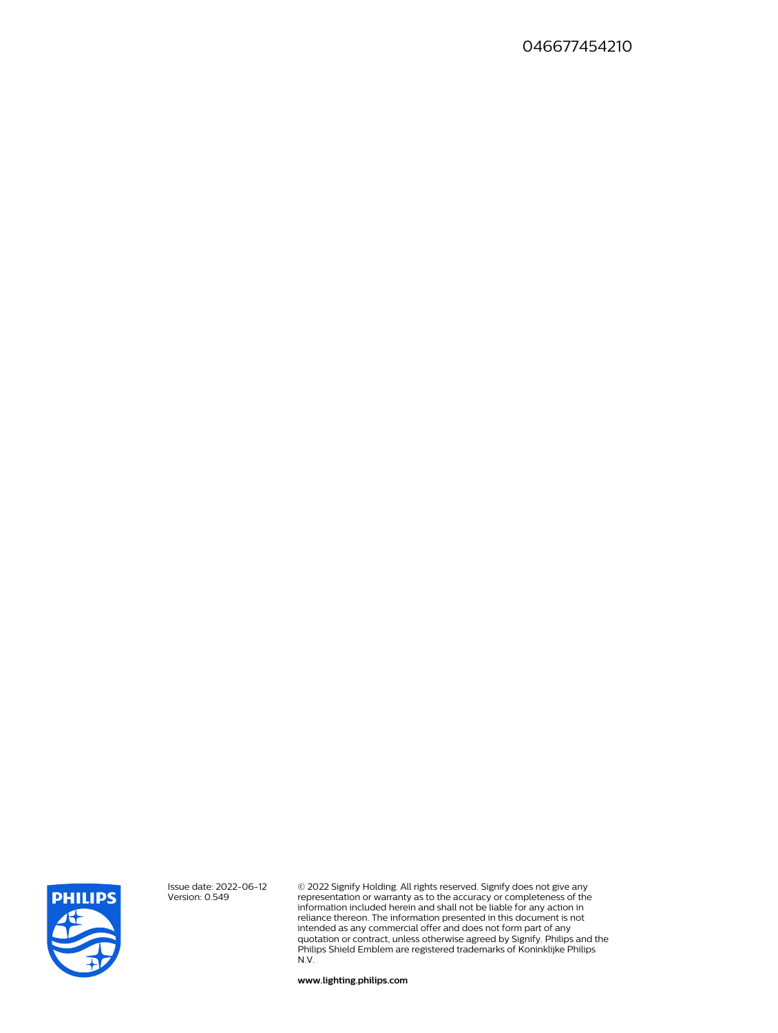046677454210

Issue date: 2022-06-12
Version: 0.549

© 2022 Signify Holding. All rights reserved. Signify does not give any representation or warranty as to the accuracy or completeness of the information included herein and shall not be liable for any action in reliance thereon. The information presented in this document is not intended as any commercial offer and does not form part of any quotation or contract, unless otherwise agreed by Signify. Philips and the Philips Shield Emblem are registered trademarks of Koninklijke Philips N.V.

**www.lighting.philips.com**